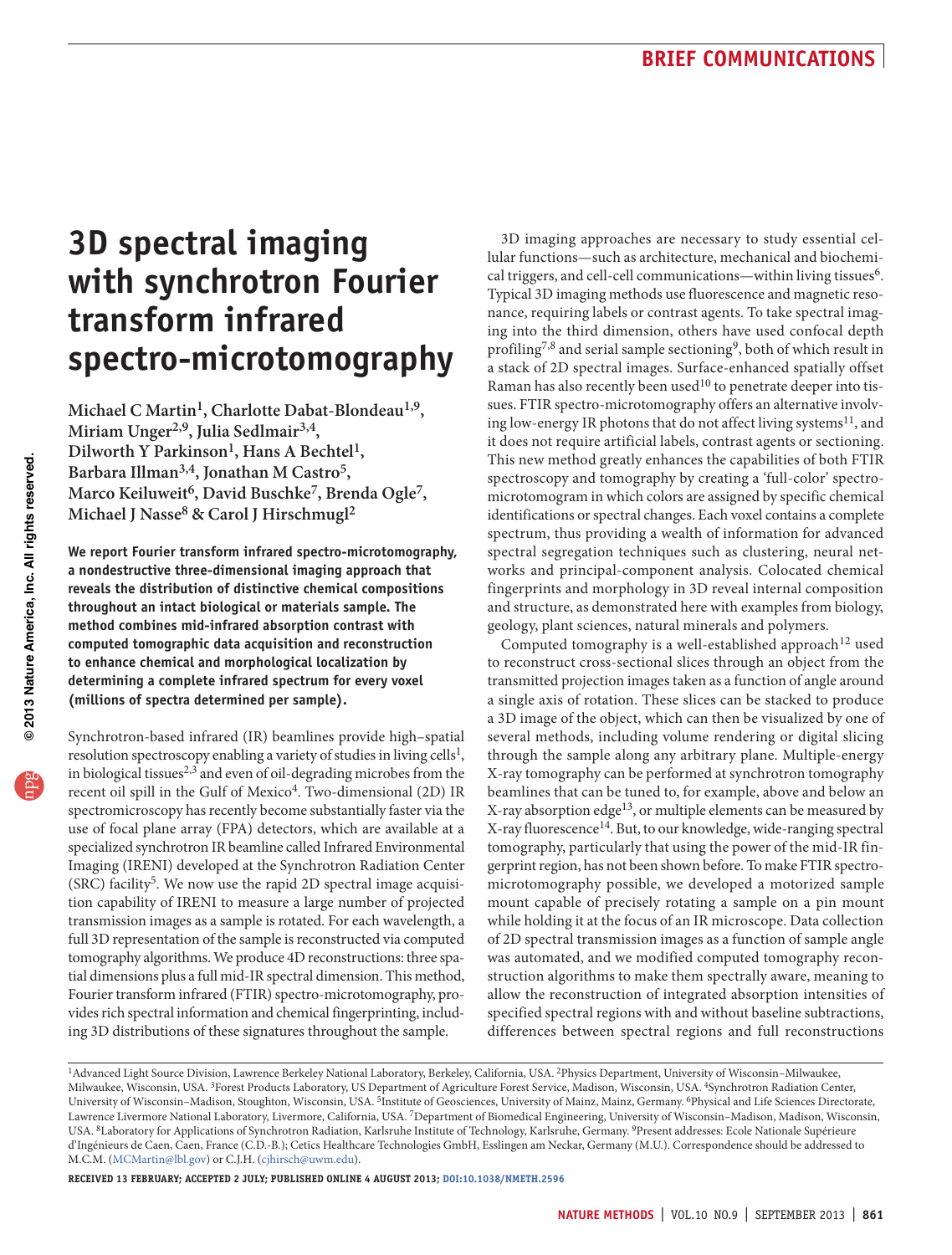# 3D spectral imaging with synchrotron Fourier transform infrared spectro-microtomography

**Michael C Martin[1], Charlotte Dabat-Blondeau[1,9], Miriam Unger[2,9], Julia Sedlmair[3,4], Dilworth Y Parkinson[1], Hans A Bechtel[1], Barbara Illman[3,4], Jonathan M Castro[5], Marco Keiluweit[6], David Buschke[7], Brenda Ogle[7], Michael J Nasse[8] & Carol J Hirschmugl[2]**

**We report Fourier transform infrared spectro-microtomography, a nondestructive three-dimensional imaging approach that reveals the distribution of distinctive chemical compositions throughout an intact biological or materials sample. The method combines mid-infrared absorption contrast with computed tomographic data acquisition and reconstruction to enhance chemical and morphological localization by determining a complete infrared spectrum for every voxel (millions of spectra determined per sample).**

Synchrotron-based infrared (IR) beamlines provide high–spatial resolution spectroscopy enabling a variety of studies in living cells[1], in biological tissues[2,3] and even of oil-degrading microbes from the recent oil spill in the Gulf of Mexico[4]. Two-dimensional (2D) IR spectromicroscopy has recently become substantially faster via the use of focal plane array (FPA) detectors, which are available at a specialized synchrotron IR beamline called Infrared Environmental Imaging (IRENI) developed at the Synchrotron Radiation Center (SRC) facility[5]. We now use the rapid 2D spectral image acquisition capability of IRENI to measure a large number of projected transmission images as a sample is rotated. For each wavelength, a full 3D representation of the sample is reconstructed via computed tomography algorithms. We produce 4D reconstructions: three spatial dimensions plus a full mid-IR spectral dimension. This method, Fourier transform infrared (FTIR) spectro-microtomography, provides rich spectral information and chemical fingerprinting, including 3D distributions of these signatures throughout the sample.

3D imaging approaches are necessary to study essential cellular functions—such as architecture, mechanical and biochemical triggers, and cell-cell communications—within living tissues[6]. Typical 3D imaging methods use fluorescence and magnetic resonance, requiring labels or contrast agents. To take spectral imaging into the third dimension, others have used confocal depth profiling[7,8] and serial sample sectioning[9], both of which result in a stack of 2D spectral images. Surface-enhanced spatially offset Raman has also recently been used[10] to penetrate deeper into tissues. FTIR spectro-microtomography offers an alternative involving low-energy IR photons that do not affect living systems[11], and it does not require artificial labels, contrast agents or sectioning. This new method greatly enhances the capabilities of both FTIR spectroscopy and tomography by creating a 'full-color' spectro-microtomogram in which colors are assigned by specific chemical identifications or spectral changes. Each voxel contains a complete spectrum, thus providing a wealth of information for advanced spectral segregation techniques such as clustering, neural networks and principal-component analysis. Colocated chemical fingerprints and morphology in 3D reveal internal composition and structure, as demonstrated here with examples from biology, geology, plant sciences, natural minerals and polymers.

Computed tomography is a well-established approach[12] used to reconstruct cross-sectional slices through an object from the transmitted projection images taken as a function of angle around a single axis of rotation. These slices can be stacked to produce a 3D image of the object, which can then be visualized by one of several methods, including volume rendering or digital slicing through the sample along any arbitrary plane. Multiple-energy X-ray tomography can be performed at synchrotron tomography beamlines that can be tuned to, for example, above and below an X-ray absorption edge[13], or multiple elements can be measured by X-ray fluorescence[14]. But, to our knowledge, wide-ranging spectral tomography, particularly that using the power of the mid-IR fingerprint region, has not been shown before. To make FTIR spectro-microtomography possible, we developed a motorized sample mount capable of precisely rotating a sample on a pin mount while holding it at the focus of an IR microscope. Data collection of 2D spectral transmission images as a function of sample angle was automated, and we modified computed tomography reconstruction algorithms to make them spectrally aware, meaning to allow the reconstruction of integrated absorption intensities of specified spectral regions with and without baseline subtractions, differences between spectral regions and full reconstructions

[1]Advanced Light Source Division, Lawrence Berkeley National Laboratory, Berkeley, California, USA. [2]Physics Department, University of Wisconsin–Milwaukee, Milwaukee, Wisconsin, USA. [3]Forest Products Laboratory, US Department of Agriculture Forest Service, Madison, Wisconsin, USA. [4]Synchrotron Radiation Center, University of Wisconsin–Madison, Stoughton, Wisconsin, USA. [5]Institute of Geosciences, University of Mainz, Mainz, Germany. [6]Physical and Life Sciences Directorate, Lawrence Livermore National Laboratory, Livermore, California, USA. [7]Department of Biomedical Engineering, University of Wisconsin–Madison, Madison, Wisconsin, USA. [8]Laboratory for Applications of Synchrotron Radiation, Karlsruhe Institute of Technology, Karlsruhe, Germany. [9]Present addresses: Ecole Nationale Supérieure d'Ingénieurs de Caen, Caen, France (C.D.-B.); Cetics Healthcare Technologies GmbH, Esslingen am Neckar, Germany (M.U.). Correspondence should be addressed to M.C.M. (MCMartin@lbl.gov) or C.J.H. (cjhirsch@uwm.edu).

RECEIVED 13 FEBRUARY; ACCEPTED 2 JULY; PUBLISHED ONLINE 4 AUGUST 2013; DOI:10.1038/NMETH.2596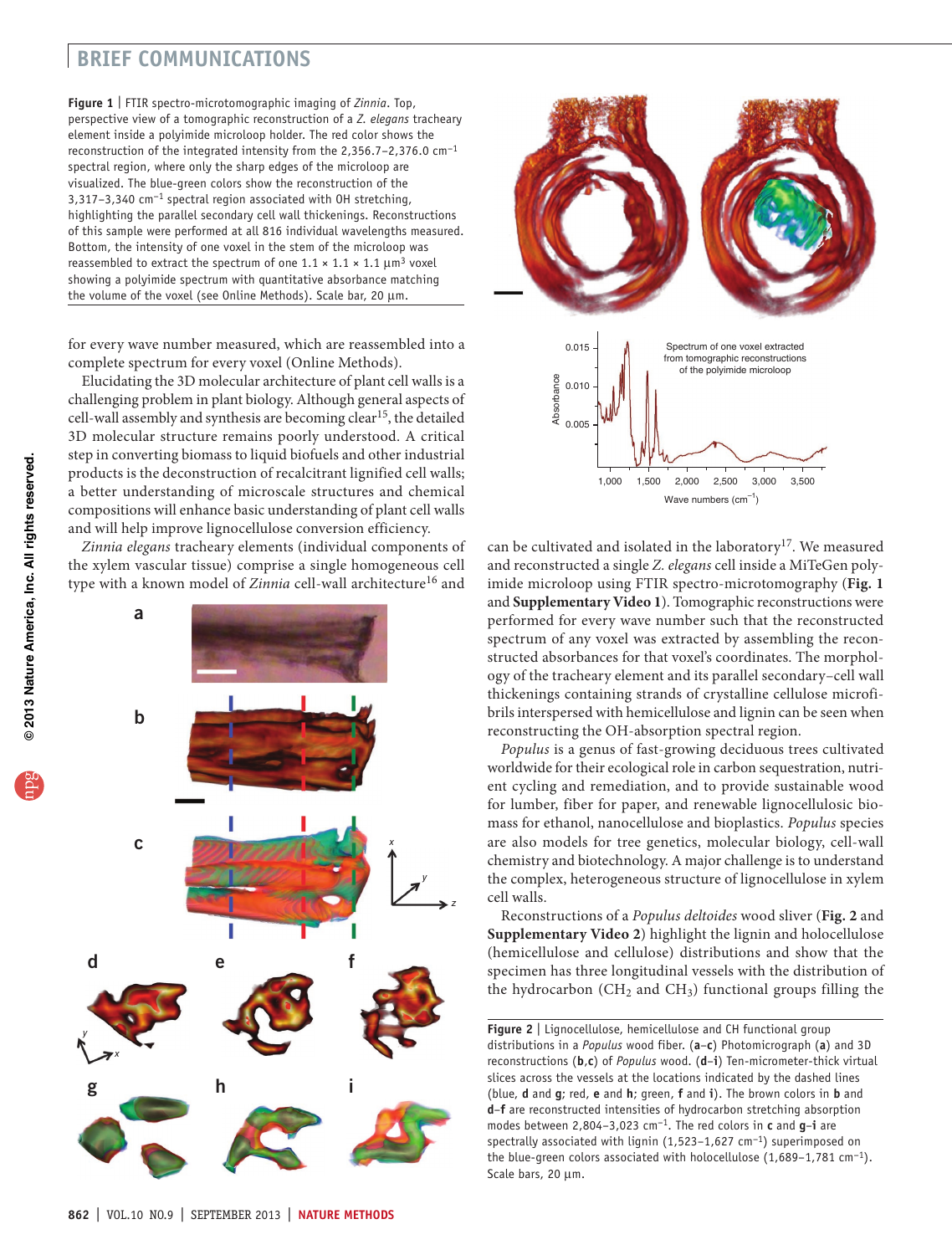**Figure 1** | FTIR spectro-microtomographic imaging of *Zinnia*. Top, perspective view of a tomographic reconstruction of a *Z. elegans* tracheary element inside a polyimide microloop holder. The red color shows the reconstruction of the integrated intensity from the 2,356.7–2,376.0 $cm^{-1}$ spectral region, where only the sharp edges of the microloop are visualized. The blue-green colors show the reconstruction of the 3,317–3,340 $cm^{-1}$ spectral region associated with OH stretching, highlighting the parallel secondary cell wall thickenings. Reconstructions of this sample were performed at all 816 individual wavelengths measured. Bottom, the intensity of one voxel in the stem of the microloop was reassembled to extract the spectrum of one 1.1 × 1.1 × 1.1 $\mu m^3$ voxel showing a polyimide spectrum with quantitative absorbance matching the volume of the voxel (see Online Methods). Scale bar, 20 μm.

for every wave number measured, which are reassembled into a complete spectrum for every voxel (Online Methods).

Elucidating the 3D molecular architecture of plant cell walls is a challenging problem in plant biology. Although general aspects of cell-wall assembly and synthesis are becoming clear[15], the detailed 3D molecular structure remains poorly understood. A critical step in converting biomass to liquid biofuels and other industrial products is the deconstruction of recalcitrant lignified cell walls; a better understanding of microscale structures and chemical compositions will enhance basic understanding of plant cell walls and will help improve lignocellulose conversion efficiency.

*Zinnia elegans* tracheary elements (individual components of the xylem vascular tissue) comprise a single homogeneous cell type with a known model of *Zinnia* cell-wall architecture[16] and can be cultivated and isolated in the laboratory[17]. We measured and reconstructed a single *Z. elegans* cell inside a MiTeGen polyimide microloop using FTIR spectro-microtomography (**Fig. 1** and **Supplementary Video 1**). Tomographic reconstructions were performed for every wave number such that the reconstructed spectrum of any voxel was extracted by assembling the reconstructed absorbances for that voxel's coordinates. The morphology of the tracheary element and its parallel secondary–cell wall thickenings containing strands of crystalline cellulose microfibrils interspersed with hemicellulose and lignin can be seen when reconstructing the OH-absorption spectral region.

*Populus* is a genus of fast-growing deciduous trees cultivated worldwide for their ecological role in carbon sequestration, nutrient cycling and remediation, and to provide sustainable wood for lumber, fiber for paper, and renewable lignocellulosic biomass for ethanol, nanocellulose and bioplastics. *Populus* species are also models for tree genetics, molecular biology, cell-wall chemistry and biotechnology. A major challenge is to understand the complex, heterogeneous structure of lignocellulose in xylem cell walls.

Reconstructions of a *Populus deltoides* wood sliver (**Fig. 2** and **Supplementary Video 2**) highlight the lignin and holocellulose (hemicellulose and cellulose) distributions and show that the specimen has three longitudinal vessels with the distribution of the hydrocarbon ($CH_2$ and $CH_3$) functional groups filling the

**Figure 2** | Lignocellulose, hemicellulose and CH functional group distributions in a *Populus* wood fiber. (**a**–**c**) Photomicrograph (**a**) and 3D reconstructions (**b**,**c**) of *Populus* wood. (**d**–**i**) Ten-micrometer-thick virtual slices across the vessels at the locations indicated by the dashed lines (blue, **d** and **g**; red, **e** and **h**; green, **f** and **i**). The brown colors in **b** and **d**–**f** are reconstructed intensities of hydrocarbon stretching absorption modes between 2,804–3,023 $cm^{-1}$. The red colors in **c** and **g**–**i** are spectrally associated with lignin (1,523–1,627 $cm^{-1}$) superimposed on the blue-green colors associated with holocellulose (1,689–1,781 $cm^{-1}$). Scale bars, 20 μm.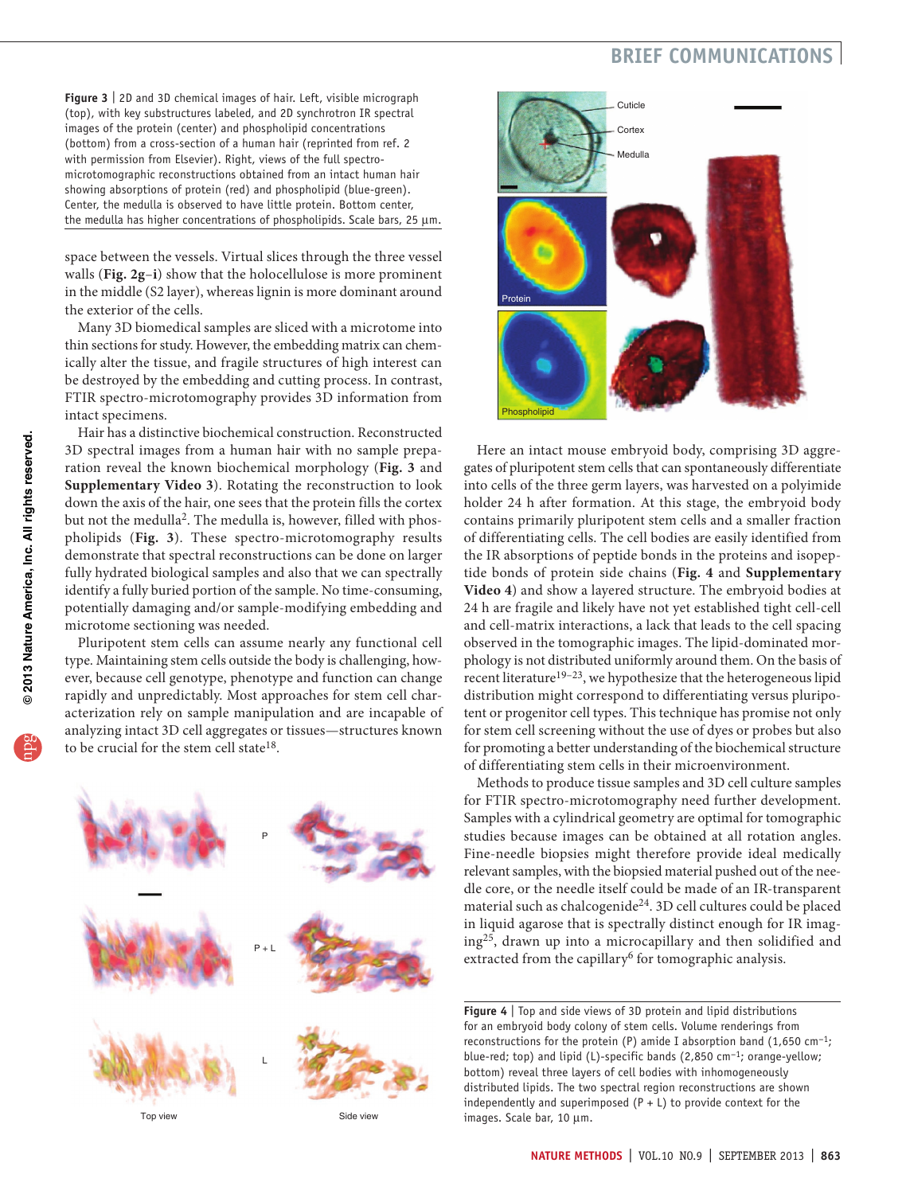Figure 3 | 2D and 3D chemical images of hair. Left, visible micrograph (top), with key substructures labeled, and 2D synchrotron IR spectral images of the protein (center) and phospholipid concentrations (bottom) from a cross-section of a human hair (reprinted from ref. 2 with permission from Elsevier). Right, views of the full spectro-microtomographic reconstructions obtained from an intact human hair showing absorptions of protein (red) and phospholipid (blue-green). Center, the medulla is observed to have little protein. Bottom center, the medulla has higher concentrations of phospholipids. Scale bars, 25 µm.

space between the vessels. Virtual slices through the three vessel walls (**Fig. 2g–i**) show that the holocellulose is more prominent in the middle (S2 layer), whereas lignin is more dominant around the exterior of the cells.

Many 3D biomedical samples are sliced with a microtome into thin sections for study. However, the embedding matrix can chemically alter the tissue, and fragile structures of high interest can be destroyed by the embedding and cutting process. In contrast, FTIR spectro-microtomography provides 3D information from intact specimens.

Hair has a distinctive biochemical construction. Reconstructed 3D spectral images from a human hair with no sample preparation reveal the known biochemical morphology (**Fig. 3** and **Supplementary Video 3**). Rotating the reconstruction to look down the axis of the hair, one sees that the protein fills the cortex but not the medulla[2]. The medulla is, however, filled with phospholipids (**Fig. 3**). These spectro-microtomography results demonstrate that spectral reconstructions can be done on larger fully hydrated biological samples and also that we can spectrally identify a fully buried portion of the sample. No time-consuming, potentially damaging and/or sample-modifying embedding and microtome sectioning was needed.

Pluripotent stem cells can assume nearly any functional cell type. Maintaining stem cells outside the body is challenging, however, because cell genotype, phenotype and function can change rapidly and unpredictably. Most approaches for stem cell characterization rely on sample manipulation and are incapable of analyzing intact 3D cell aggregates or tissues—structures known to be crucial for the stem cell state[18].

Here an intact mouse embryoid body, comprising 3D aggregates of pluripotent stem cells that can spontaneously differentiate into cells of the three germ layers, was harvested on a polyimide holder 24 h after formation. At this stage, the embryoid body contains primarily pluripotent stem cells and a smaller fraction of differentiating cells. The cell bodies are easily identified from the IR absorptions of peptide bonds in the proteins and isopeptide bonds of protein side chains (**Fig. 4** and **Supplementary Video 4**) and show a layered structure. The embryoid bodies at 24 h are fragile and likely have not yet established tight cell-cell and cell-matrix interactions, a lack that leads to the cell spacing observed in the tomographic images. The lipid-dominated morphology is not distributed uniformly around them. On the basis of recent literature[19–23], we hypothesize that the heterogeneous lipid distribution might correspond to differentiating versus pluripotent or progenitor cell types. This technique has promise not only for stem cell screening without the use of dyes or probes but also for promoting a better understanding of the biochemical structure of differentiating stem cells in their microenvironment.

Methods to produce tissue samples and 3D cell culture samples for FTIR spectro-microtomography need further development. Samples with a cylindrical geometry are optimal for tomographic studies because images can be obtained at all rotation angles. Fine-needle biopsies might therefore provide ideal medically relevant samples, with the biopsied material pushed out of the needle core, or the needle itself could be made of an IR-transparent material such as chalcogenide[24]. 3D cell cultures could be placed in liquid agarose that is spectrally distinct enough for IR imaging[25], drawn up into a microcapillary and then solidified and extracted from the capillary[6] for tomographic analysis.

Figure 4 | Top and side views of 3D protein and lipid distributions for an embryoid body colony of stem cells. Volume renderings from reconstructions for the protein (P) amide I absorption band (1,650 $cm^{-1}$; blue-red; top) and lipid (L)-specific bands (2,850 $cm^{-1}$; orange-yellow; bottom) reveal three layers of cell bodies with inhomogeneously distributed lipids. The two spectral region reconstructions are shown independently and superimposed (P + L) to provide context for the images. Scale bar, 10 µm.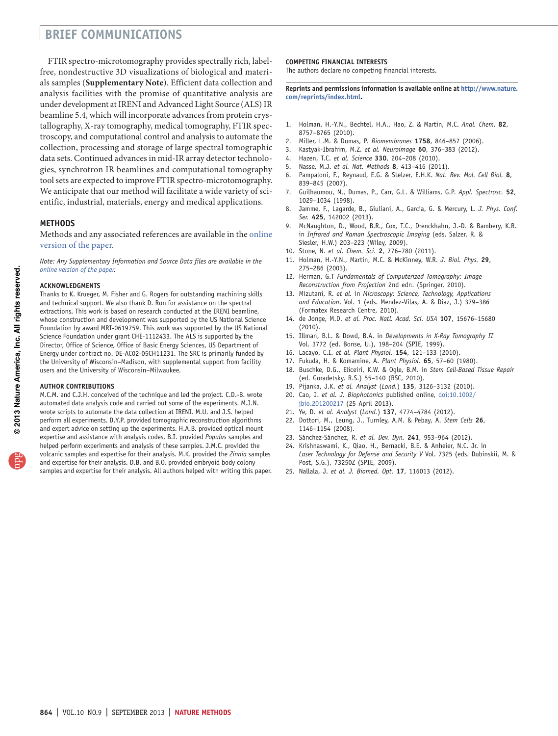FTIR spectro-microtomography provides spectrally rich, label-free, nondestructive 3D visualizations of biological and materials samples (**Supplementary Note**). Efficient data collection and analysis facilities with the promise of quantitative analysis are under development at IRENI and Advanced Light Source (ALS) IR beamline 5.4, which will incorporate advances from protein crystallography, X-ray tomography, medical tomography, FTIR spectroscopy, and computational control and analysis to automate the collection, processing and storage of large spectral tomographic data sets. Continued advances in mid-IR array detector technologies, synchrotron IR beamlines and computational tomography tool sets are expected to improve FTIR spectro-microtomography. We anticipate that our method will facilitate a wide variety of scientific, industrial, materials, energy and medical applications.

## METHODS

Methods and any associated references are available in the online version of the paper.

*Note: Any Supplementary Information and Source Data files are available in the online version of the paper.*

### ACKNOWLEDGMENTS

Thanks to K. Krueger, M. Fisher and G. Rogers for outstanding machining skills and technical support. We also thank D. Ron for assistance on the spectral extractions. This work is based on research conducted at the IRENI beamline, whose construction and development was supported by the US National Science Foundation by award MRI-0619759. This work was supported by the US National Science Foundation under grant CHE-1112433. The ALS is supported by the Director, Office of Science, Office of Basic Energy Sciences, US Department of Energy under contract no. DE-AC02-05CH11231. The SRC is primarily funded by the University of Wisconsin–Madison, with supplemental support from facility users and the University of Wisconsin–Milwaukee.

### AUTHOR CONTRIBUTIONS

M.C.M. and C.J.H. conceived of the technique and led the project. C.D.-B. wrote automated data analysis code and carried out some of the experiments. M.J.N. wrote scripts to automate the data collection at IRENI. M.U. and J.S. helped perform all experiments. D.Y.P. provided tomographic reconstruction algorithms and expert advice on setting up the experiments. H.A.B. provided optical mount expertise and assistance with analysis codes. B.I. provided *Populus* samples and helped perform experiments and analysis of these samples. J.M.C. provided the volcanic samples and expertise for their analysis. M.K. provided the *Zinnia* samples and expertise for their analysis. D.B. and B.O. provided embryoid body colony samples and expertise for their analysis. All authors helped with writing this paper.

### COMPETING FINANCIAL INTERESTS

The authors declare no competing financial interests.

**Reprints and permissions information is available online at http://www.nature.com/reprints/index.html.**

1. Holman, H.-Y.N., Bechtel, H.A., Hao, Z. & Martin, M.C. *Anal. Chem.* **82**, 8757–8765 (2010).
2. Miller, L.M. & Dumas, P. *Biomembranes* **1758**, 846–857 (2006).
3. Kastyak-Ibrahim, M.Z. *et al. Neuroimage* **60**, 376–383 (2012).
4. Hazen, T.C. *et al. Science* **330**, 204–208 (2010).
5. Nasse, M.J. *et al. Nat. Methods* **8**, 413–416 (2011).
6. Pampaloni, F., Reynaud, E.G. & Stelzer, E.H.K. *Nat. Rev. Mol. Cell Biol.* **8**, 839–845 (2007).
7. Guilhaumou, N., Dumas, P., Carr, G.L. & Williams, G.P. *Appl. Spectrosc.* **52**, 1029–1034 (1998).
8. Jamme, F., Lagarde, B., Giuliani, A., Garcia, G. & Mercury, L. *J. Phys. Conf. Ser.* **425**, 142002 (2013).
9. McNaughton, D., Wood, B.R., Cox, T.C., Drenckhahn, J.-D. & Bambery, K.R. in *Infrared and Raman Spectroscopic Imaging* (eds. Salzer, R. & Siesler, H.W.) 203–223 (Wiley, 2009).
10. Stone, N. *et al. Chem. Sci.* **2**, 776–780 (2011).
11. Holman, H.-Y.N., Martin, M.C. & McKinney, W.R. *J. Biol. Phys.* **29**, 275–286 (2003).
12. Herman, G.T *Fundamentals of Computerized Tomography: Image Reconstruction from Projection* 2nd edn. (Springer, 2010).
13. Mizutani, R. *et al.* in *Microscopy: Science, Technology, Applications and Education*. Vol. 1 (eds. Mendez-Vilas, A. & Diaz, J.) 379–386 (Formatex Research Centre, 2010).
14. de Jonge, M.D. *et al. Proc. Natl. Acad. Sci. USA* **107**, 15676–15680 (2010).
15. Illman, B.L. & Dowd, B.A. in *Developments in X-Ray Tomography II* Vol. 3772 (ed. Bonse, U.), 198–204 (SPIE, 1999).
16. Lacayo, C.I. *et al. Plant Physiol.* **154**, 121–133 (2010).
17. Fukuda, H. & Komamine, A. *Plant Physiol.* **65**, 57–60 (1980).
18. Buschke, D.G., Eliceiri, K.W. & Ogle, B.M. in *Stem Cell-Based Tissue Repair* (ed. Goradetsky, R.S.) 55–140 (RSC, 2010).
19. Pijanka, J.K. *et al. Analyst* (*Lond.*) **135**, 3126–3132 (2010).
20. Cao, J. *et al. J. Biophotonics* published online, doi:10.1002/jbio.201200217 (25 April 2013).
21. Ye, D. *et al. Analyst* (*Lond.*) **137**, 4774–4784 (2012).
22. Dottori, M., Leung, J., Turnley, A.M. & Pebay, A. *Stem Cells* **26**, 1146–1154 (2008).
23. Sánchez-Sánchez, R. *et al. Dev. Dyn.* **241**, 953–964 (2012).
24. Krishnaswami, K., Qiao, H., Bernacki, B.E. & Anheier, N.C. Jr. in *Laser Technology for Defense and Security V* Vol. 7325 (eds. Dubinskii, M. & Post, S.G.), 73250Z (SPIE, 2009).
25. Nallala, J. *et al. J. Biomed. Opt.* **17**, 116013 (2012).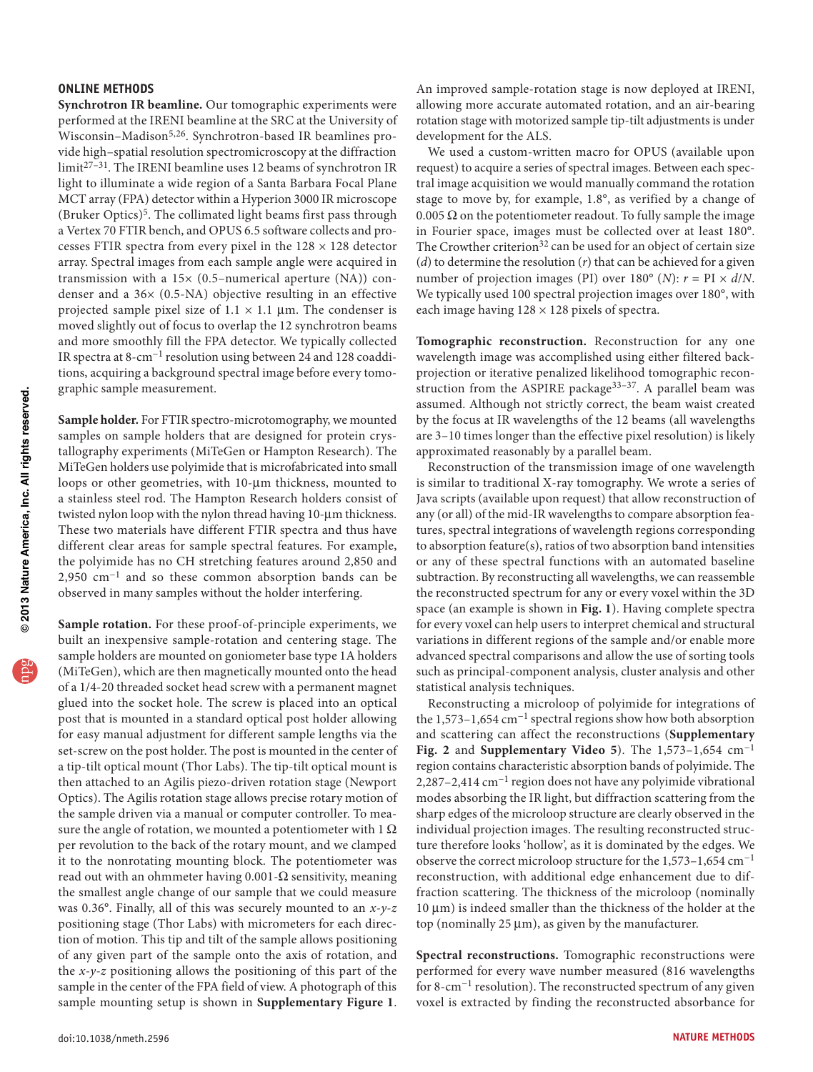## ONLINE METHODS

**Synchrotron IR beamline.** Our tomographic experiments were performed at the IRENI beamline at the SRC at the University of Wisconsin–Madison[5,26]. Synchrotron-based IR beamlines provide high–spatial resolution spectromicroscopy at the diffraction limit[27–31]. The IRENI beamline uses 12 beams of synchrotron IR light to illuminate a wide region of a Santa Barbara Focal Plane MCT array (FPA) detector within a Hyperion 3000 IR microscope (Bruker Optics)[5]. The collimated light beams first pass through a Vertex 70 FTIR bench, and OPUS 6.5 software collects and processes FTIR spectra from every pixel in the 128 × 128 detector array. Spectral images from each sample angle were acquired in transmission with a 15× (0.5–numerical aperture (NA)) condenser and a 36× (0.5-NA) objective resulting in an effective projected sample pixel size of 1.1 × 1.1 µm. The condenser is moved slightly out of focus to overlap the 12 synchrotron beams and more smoothly fill the FPA detector. We typically collected IR spectra at 8-cm$^{-1}$ resolution using between 24 and 128 coadditions, acquiring a background spectral image before every tomographic sample measurement.

**Sample holder.** For FTIR spectro-microtomography, we mounted samples on sample holders that are designed for protein crystallography experiments (MiTeGen or Hampton Research). The MiTeGen holders use polyimide that is microfabricated into small loops or other geometries, with 10-µm thickness, mounted to a stainless steel rod. The Hampton Research holders consist of twisted nylon loop with the nylon thread having 10-µm thickness. These two materials have different FTIR spectra and thus have different clear areas for sample spectral features. For example, the polyimide has no CH stretching features around 2,850 and 2,950 cm$^{-1}$ and so these common absorption bands can be observed in many samples without the holder interfering.

**Sample rotation.** For these proof-of-principle experiments, we built an inexpensive sample-rotation and centering stage. The sample holders are mounted on goniometer base type 1A holders (MiTeGen), which are then magnetically mounted onto the head of a 1/4-20 threaded socket head screw with a permanent magnet glued into the socket hole. The screw is placed into an optical post that is mounted in a standard optical post holder allowing for easy manual adjustment for different sample lengths via the set-screw on the post holder. The post is mounted in the center of a tip-tilt optical mount (Thor Labs). The tip-tilt optical mount is then attached to an Agilis piezo-driven rotation stage (Newport Optics). The Agilis rotation stage allows precise rotary motion of the sample driven via a manual or computer controller. To measure the angle of rotation, we mounted a potentiometer with 1 Ω per revolution to the back of the rotary mount, and we clamped it to the nonrotating mounting block. The potentiometer was read out with an ohmmeter having 0.001-Ω sensitivity, meaning the smallest angle change of our sample that we could measure was 0.36°. Finally, all of this was securely mounted to an *x*-*y*-*z* positioning stage (Thor Labs) with micrometers for each direction of motion. This tip and tilt of the sample allows positioning of any given part of the sample onto the axis of rotation, and the *x*-*y*-*z* positioning allows the positioning of this part of the sample in the center of the FPA field of view. A photograph of this sample mounting setup is shown in **Supplementary Figure 1**. An improved sample-rotation stage is now deployed at IRENI, allowing more accurate automated rotation, and an air-bearing rotation stage with motorized sample tip-tilt adjustments is under development for the ALS.

We used a custom-written macro for OPUS (available upon request) to acquire a series of spectral images. Between each spectral image acquisition we would manually command the rotation stage to move by, for example, 1.8°, as verified by a change of 0.005 Ω on the potentiometer readout. To fully sample the image in Fourier space, images must be collected over at least 180°. The Crowther criterion[32] can be used for an object of certain size ($d$) to determine the resolution ($r$) that can be achieved for a given number of projection images (PI) over 180° ($N$): $r = \mathrm{PI} \times d/N$. We typically used 100 spectral projection images over 180°, with each image having 128 × 128 pixels of spectra.

**Tomographic reconstruction.** Reconstruction for any one wavelength image was accomplished using either filtered back-projection or iterative penalized likelihood tomographic reconstruction from the ASPIRE package[33–37]. A parallel beam was assumed. Although not strictly correct, the beam waist created by the focus at IR wavelengths of the 12 beams (all wavelengths are 3–10 times longer than the effective pixel resolution) is likely approximated reasonably by a parallel beam.

Reconstruction of the transmission image of one wavelength is similar to traditional X-ray tomography. We wrote a series of Java scripts (available upon request) that allow reconstruction of any (or all) of the mid-IR wavelengths to compare absorption features, spectral integrations of wavelength regions corresponding to absorption feature(s), ratios of two absorption band intensities or any of these spectral functions with an automated baseline subtraction. By reconstructing all wavelengths, we can reassemble the reconstructed spectrum for any or every voxel within the 3D space (an example is shown in **Fig. 1**). Having complete spectra for every voxel can help users to interpret chemical and structural variations in different regions of the sample and/or enable more advanced spectral comparisons and allow the use of sorting tools such as principal-component analysis, cluster analysis and other statistical analysis techniques.

Reconstructing a microloop of polyimide for integrations of the 1,573–1,654 cm$^{-1}$ spectral regions show how both absorption and scattering can affect the reconstructions (**Supplementary Fig. 2** and **Supplementary Video 5**). The 1,573–1,654 cm$^{-1}$ region contains characteristic absorption bands of polyimide. The 2,287–2,414 cm$^{-1}$ region does not have any polyimide vibrational modes absorbing the IR light, but diffraction scattering from the sharp edges of the microloop structure are clearly observed in the individual projection images. The resulting reconstructed structure therefore looks 'hollow', as it is dominated by the edges. We observe the correct microloop structure for the 1,573–1,654 cm$^{-1}$ reconstruction, with additional edge enhancement due to diffraction scattering. The thickness of the microloop (nominally 10 µm) is indeed smaller than the thickness of the holder at the top (nominally 25 µm), as given by the manufacturer.

**Spectral reconstructions.** Tomographic reconstructions were performed for every wave number measured (816 wavelengths for 8-cm$^{-1}$ resolution). The reconstructed spectrum of any given voxel is extracted by finding the reconstructed absorbance for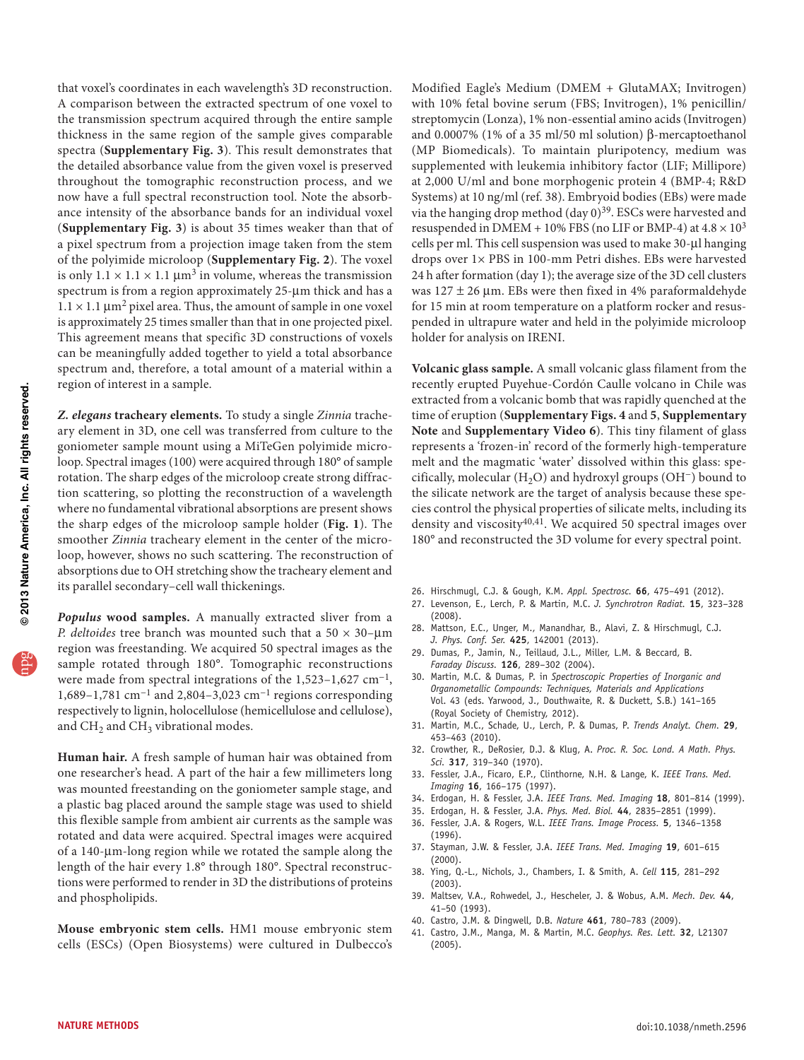that voxel's coordinates in each wavelength's 3D reconstruction. A comparison between the extracted spectrum of one voxel to the transmission spectrum acquired through the entire sample thickness in the same region of the sample gives comparable spectra (**Supplementary Fig. 3**). This result demonstrates that the detailed absorbance value from the given voxel is preserved throughout the tomographic reconstruction process, and we now have a full spectral reconstruction tool. Note the absorbance intensity of the absorbance bands for an individual voxel (**Supplementary Fig. 3**) is about 35 times weaker than that of a pixel spectrum from a projection image taken from the stem of the polyimide microloop (**Supplementary Fig. 2**). The voxel is only $1.1 \times 1.1 \times 1.1\ \mu m^3$ in volume, whereas the transmission spectrum is from a region approximately 25-μm thick and has a $1.1 \times 1.1\ \mu m^2$ pixel area. Thus, the amount of sample in one voxel is approximately 25 times smaller than that in one projected pixel. This agreement means that specific 3D constructions of voxels can be meaningfully added together to yield a total absorbance spectrum and, therefore, a total amount of a material within a region of interest in a sample.

***Z. elegans* tracheary elements.** To study a single *Zinnia* tracheary element in 3D, one cell was transferred from culture to the goniometer sample mount using a MiTeGen polyimide microloop. Spectral images (100) were acquired through 180° of sample rotation. The sharp edges of the microloop create strong diffraction scattering, so plotting the reconstruction of a wavelength where no fundamental vibrational absorptions are present shows the sharp edges of the microloop sample holder (**Fig. 1**). The smoother *Zinnia* tracheary element in the center of the microloop, however, shows no such scattering. The reconstruction of absorptions due to OH stretching show the tracheary element and its parallel secondary–cell wall thickenings.

***Populus* wood samples.** A manually extracted sliver from a *P. deltoides* tree branch was mounted such that a 50 × 30–μm region was freestanding. We acquired 50 spectral images as the sample rotated through 180°. Tomographic reconstructions were made from spectral integrations of the 1,523–1,627 $cm^{-1}$, 1,689–1,781 $cm^{-1}$ and 2,804–3,023 $cm^{-1}$ regions corresponding respectively to lignin, holocellulose (hemicellulose and cellulose), and $CH_2$ and $CH_3$ vibrational modes.

**Human hair.** A fresh sample of human hair was obtained from one researcher's head. A part of the hair a few millimeters long was mounted freestanding on the goniometer sample stage, and a plastic bag placed around the sample stage was used to shield this flexible sample from ambient air currents as the sample was rotated and data were acquired. Spectral images were acquired of a 140-μm-long region while we rotated the sample along the length of the hair every 1.8° through 180°. Spectral reconstructions were performed to render in 3D the distributions of proteins and phospholipids.

**Mouse embryonic stem cells.** HM1 mouse embryonic stem cells (ESCs) (Open Biosystems) were cultured in Dulbecco's Modified Eagle's Medium (DMEM + GlutaMAX; Invitrogen) with 10% fetal bovine serum (FBS; Invitrogen), 1% penicillin/streptomycin (Lonza), 1% non-essential amino acids (Invitrogen) and 0.0007% (1% of a 35 ml/50 ml solution) β-mercaptoethanol (MP Biomedicals). To maintain pluripotency, medium was supplemented with leukemia inhibitory factor (LIF; Millipore) at 2,000 U/ml and bone morphogenic protein 4 (BMP-4; R&D Systems) at 10 ng/ml (ref. 38). Embryoid bodies (EBs) were made via the hanging drop method (day 0)[39]. ESCs were harvested and resuspended in DMEM + 10% FBS (no LIF or BMP-4) at $4.8 \times 10^3$ cells per ml. This cell suspension was used to make 30-μl hanging drops over 1× PBS in 100-mm Petri dishes. EBs were harvested 24 h after formation (day 1); the average size of the 3D cell clusters was 127 ± 26 μm. EBs were then fixed in 4% paraformaldehyde for 15 min at room temperature on a platform rocker and resuspended in ultrapure water and held in the polyimide microloop holder for analysis on IRENI.

**Volcanic glass sample.** A small volcanic glass filament from the recently erupted Puyehue-Cordón Caulle volcano in Chile was extracted from a volcanic bomb that was rapidly quenched at the time of eruption (**Supplementary Figs. 4** and **5**, **Supplementary Note** and **Supplementary Video 6**). This tiny filament of glass represents a 'frozen-in' record of the formerly high-temperature melt and the magmatic 'water' dissolved within this glass: specifically, molecular ($H_2O$) and hydroxyl groups ($OH^-$) bound to the silicate network are the target of analysis because these species control the physical properties of silicate melts, including its density and viscosity[40,41]. We acquired 50 spectral images over 180° and reconstructed the 3D volume for every spectral point.

26. Hirschmugl, C.J. & Gough, K.M. *Appl. Spectrosc.* **66**, 475–491 (2012).
27. Levenson, E., Lerch, P. & Martin, M.C. *J. Synchrotron Radiat.* **15**, 323–328 (2008).
28. Mattson, E.C., Unger, M., Manandhar, B., Alavi, Z. & Hirschmugl, C.J. *J. Phys. Conf. Ser.* **425**, 142001 (2013).
29. Dumas, P., Jamin, N., Teillaud, J.L., Miller, L.M. & Beccard, B. *Faraday Discuss.* **126**, 289–302 (2004).
30. Martin, M.C. & Dumas, P. in *Spectroscopic Properties of Inorganic and Organometallic Compounds: Techniques, Materials and Applications* Vol. 43 (eds. Yarwood, J., Douthwaite, R. & Duckett, S.B.) 141–165 (Royal Society of Chemistry, 2012).
31. Martin, M.C., Schade, U., Lerch, P. & Dumas, P. *Trends Analyt. Chem.* **29**, 453–463 (2010).
32. Crowther, R., DeRosier, D.J. & Klug, A. *Proc. R. Soc. Lond. A Math. Phys. Sci.* **317**, 319–340 (1970).
33. Fessler, J.A., Ficaro, E.P., Clinthorne, N.H. & Lange, K. *IEEE Trans. Med. Imaging* **16**, 166–175 (1997).
34. Erdogan, H. & Fessler, J.A. *IEEE Trans. Med. Imaging* **18**, 801–814 (1999).
35. Erdogan, H. & Fessler, J.A. *Phys. Med. Biol.* **44**, 2835–2851 (1999).
36. Fessler, J.A. & Rogers, W.L. *IEEE Trans. Image Process.* **5**, 1346–1358 (1996).
37. Stayman, J.W. & Fessler, J.A. *IEEE Trans. Med. Imaging* **19**, 601–615 (2000).
38. Ying, Q.-L., Nichols, J., Chambers, I. & Smith, A. *Cell* **115**, 281–292 (2003).
39. Maltsev, V.A., Rohwedel, J., Hescheler, J. & Wobus, A.M. *Mech. Dev.* **44**, 41–50 (1993).
40. Castro, J.M. & Dingwell, D.B. *Nature* **461**, 780–783 (2009).
41. Castro, J.M., Manga, M. & Martin, M.C. *Geophys. Res. Lett.* **32**, L21307 (2005).